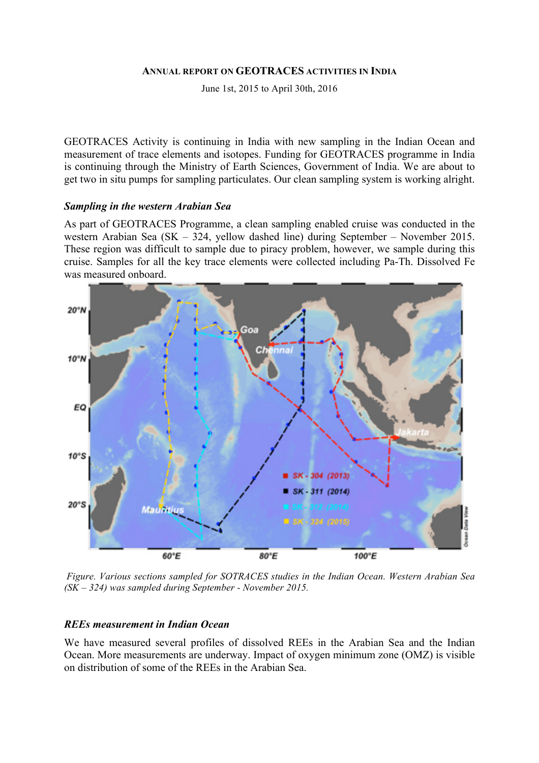ANNUAL REPORT ON GEOTRACES ACTIVITIES IN INDIA

June 1st, 2015 to April 30th, 2016

GEOTRACES Activity is continuing in India with new sampling in the Indian Ocean and measurement of trace elements and isotopes. Funding for GEOTRACES programme in India is continuing through the Ministry of Earth Sciences, Government of India. We are about to get two in situ pumps for sampling particulates. Our clean sampling system is working alright.

### *Sampling in the western Arabian Sea*

As part of GEOTRACES Programme, a clean sampling enabled cruise was conducted in the western Arabian Sea (SK – 324, yellow dashed line) during September – November 2015. These region was difficult to sample due to piracy problem, however, we sample during this cruise. Samples for all the key trace elements were collected including Pa-Th. Dissolved Fe was measured onboard.

20°N
10°N
EQ
10°S
20°S
60°E
80°E
100°E
Goa
Chennai
Jakarta
Mauritius
SK - 304 (2013)
SK - 311 (2014)
SK - 312 (2014)
SK - 324 (2015)
Ocean Data View

*Figure. Various sections sampled for SOTRACES studies in the Indian Ocean. Western Arabian Sea (SK – 324) was sampled during September - November 2015.*

### *REEs measurement in Indian Ocean*

We have measured several profiles of dissolved REEs in the Arabian Sea and the Indian Ocean. More measurements are underway. Impact of oxygen minimum zone (OMZ) is visible on distribution of some of the REEs in the Arabian Sea.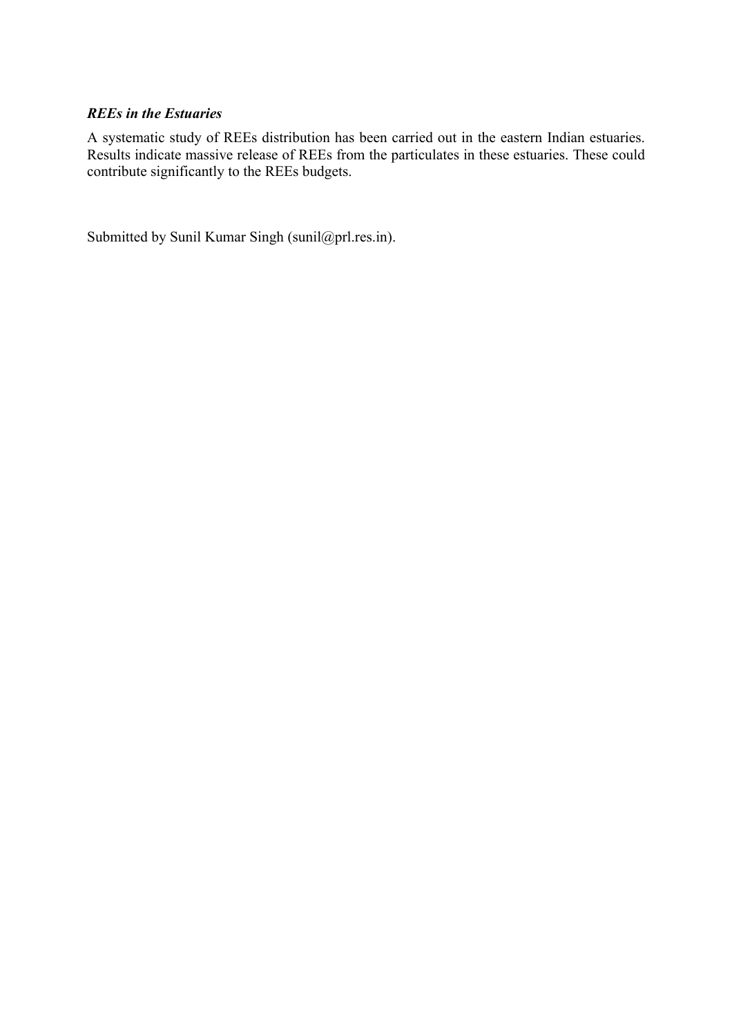***REEs in the Estuaries***

A systematic study of REEs distribution has been carried out in the eastern Indian estuaries. Results indicate massive release of REEs from the particulates in these estuaries. These could contribute significantly to the REEs budgets.

Submitted by Sunil Kumar Singh (sunil@prl.res.in).